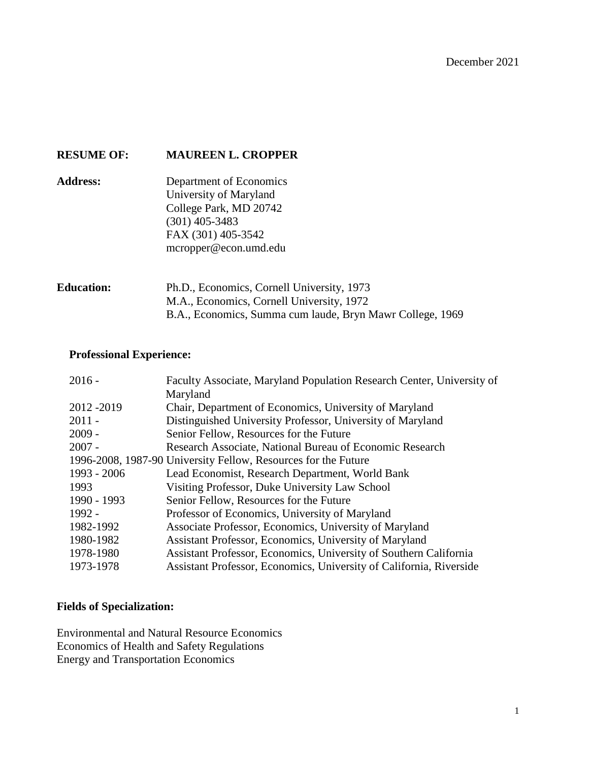December 2021

**RESUME OF: MAUREEN L. CROPPER**

**Address:**
Department of Economics
University of Maryland
College Park, MD 20742
(301) 405-3483
FAX (301) 405-3542
mcropper@econ.umd.edu

**Education:**
Ph.D., Economics, Cornell University, 1973
M.A., Economics, Cornell University, 1972
B.A., Economics, Summa cum laude, Bryn Mawr College, 1969

**Professional Experience:**

| | |
|---|---|
| 2016 - | Faculty Associate, Maryland Population Research Center, University of Maryland |
| 2012 -2019 | Chair, Department of Economics, University of Maryland |
| 2011 - | Distinguished University Professor, University of Maryland |
| 2009 - | Senior Fellow, Resources for the Future |
| 2007 - | Research Associate, National Bureau of Economic Research |
| 1996-2008, 1987-90 | University Fellow, Resources for the Future |
| 1993 - 2006 | Lead Economist, Research Department, World Bank |
| 1993 | Visiting Professor, Duke University Law School |
| 1990 - 1993 | Senior Fellow, Resources for the Future |
| 1992 - | Professor of Economics, University of Maryland |
| 1982-1992 | Associate Professor, Economics, University of Maryland |
| 1980-1982 | Assistant Professor, Economics, University of Maryland |
| 1978-1980 | Assistant Professor, Economics, University of Southern California |
| 1973-1978 | Assistant Professor, Economics, University of California, Riverside |

**Fields of Specialization:**

Environmental and Natural Resource Economics
Economics of Health and Safety Regulations
Energy and Transportation Economics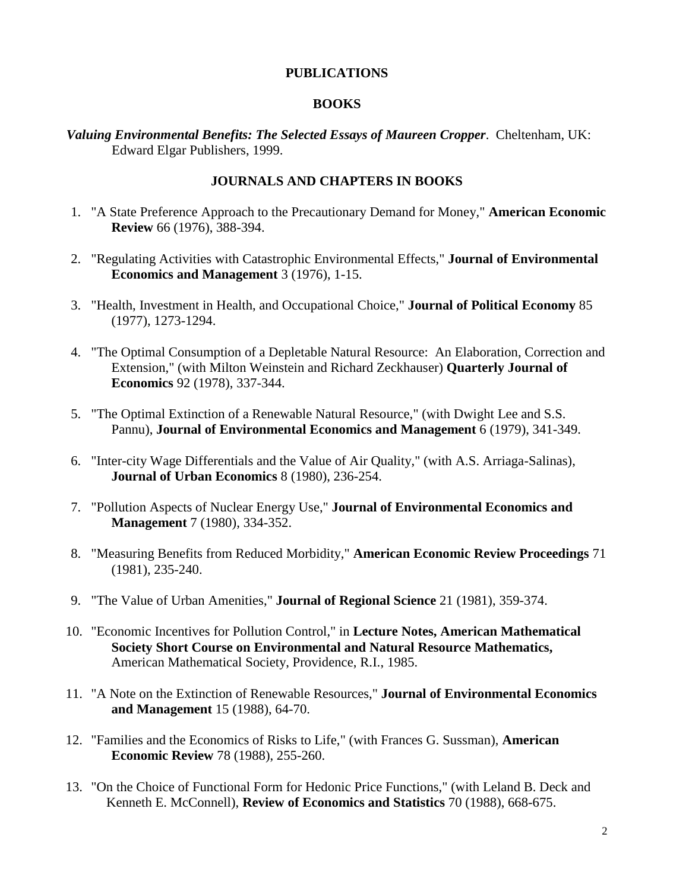## PUBLICATIONS

### BOOKS

***Valuing Environmental Benefits: The Selected Essays of Maureen Cropper***. Cheltenham, UK: Edward Elgar Publishers, 1999.

### JOURNALS AND CHAPTERS IN BOOKS

1. "A State Preference Approach to the Precautionary Demand for Money," **American Economic Review** 66 (1976), 388-394.

2. "Regulating Activities with Catastrophic Environmental Effects," **Journal of Environmental Economics and Management** 3 (1976), 1-15.

3. "Health, Investment in Health, and Occupational Choice," **Journal of Political Economy** 85 (1977), 1273-1294.

4. "The Optimal Consumption of a Depletable Natural Resource: An Elaboration, Correction and Extension," (with Milton Weinstein and Richard Zeckhauser) **Quarterly Journal of Economics** 92 (1978), 337-344.

5. "The Optimal Extinction of a Renewable Natural Resource," (with Dwight Lee and S.S. Pannu), **Journal of Environmental Economics and Management** 6 (1979), 341-349.

6. "Inter-city Wage Differentials and the Value of Air Quality," (with A.S. Arriaga-Salinas), **Journal of Urban Economics** 8 (1980), 236-254.

7. "Pollution Aspects of Nuclear Energy Use," **Journal of Environmental Economics and Management** 7 (1980), 334-352.

8. "Measuring Benefits from Reduced Morbidity," **American Economic Review Proceedings** 71 (1981), 235-240.

9. "The Value of Urban Amenities," **Journal of Regional Science** 21 (1981), 359-374.

10. "Economic Incentives for Pollution Control," in **Lecture Notes, American Mathematical Society Short Course on Environmental and Natural Resource Mathematics,** American Mathematical Society, Providence, R.I., 1985.

11. "A Note on the Extinction of Renewable Resources," **Journal of Environmental Economics and Management** 15 (1988), 64-70.

12. "Families and the Economics of Risks to Life," (with Frances G. Sussman), **American Economic Review** 78 (1988), 255-260.

13. "On the Choice of Functional Form for Hedonic Price Functions," (with Leland B. Deck and Kenneth E. McConnell), **Review of Economics and Statistics** 70 (1988), 668-675.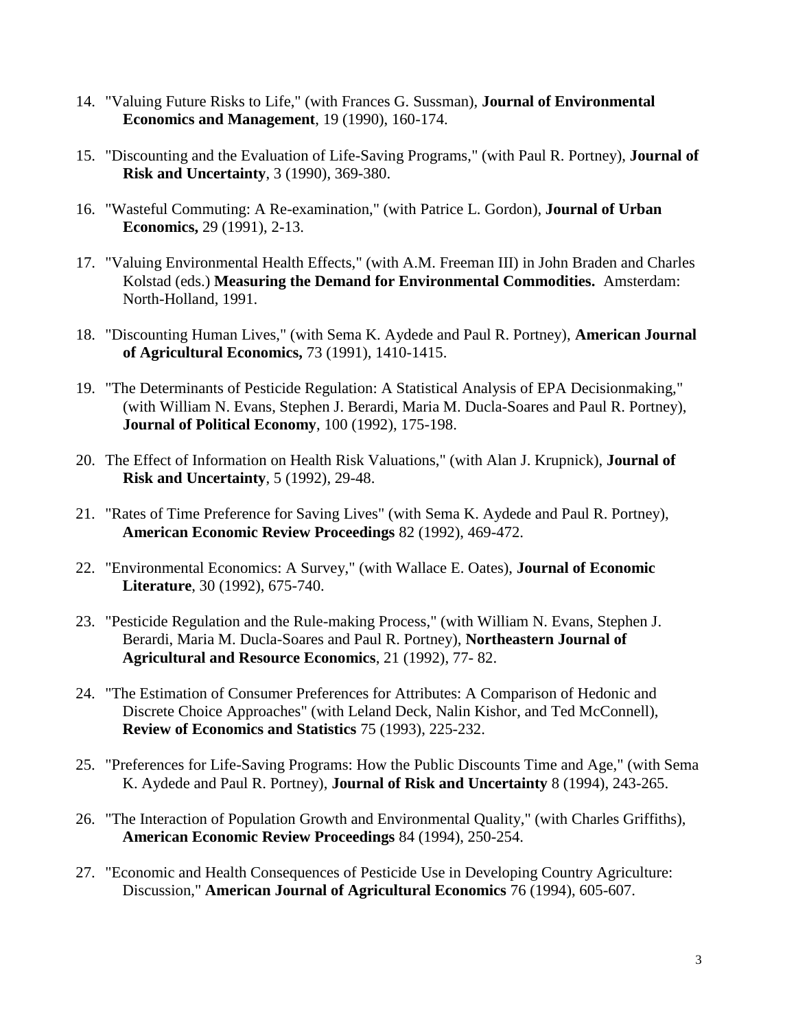14. "Valuing Future Risks to Life," (with Frances G. Sussman), **Journal of Environmental Economics and Management**, 19 (1990), 160-174.

15. "Discounting and the Evaluation of Life-Saving Programs," (with Paul R. Portney), **Journal of Risk and Uncertainty**, 3 (1990), 369-380.

16. "Wasteful Commuting: A Re-examination," (with Patrice L. Gordon), **Journal of Urban Economics,** 29 (1991), 2-13.

17. "Valuing Environmental Health Effects," (with A.M. Freeman III) in John Braden and Charles Kolstad (eds.) **Measuring the Demand for Environmental Commodities.** Amsterdam: North-Holland, 1991.

18. "Discounting Human Lives," (with Sema K. Aydede and Paul R. Portney), **American Journal of Agricultural Economics,** 73 (1991), 1410-1415.

19. "The Determinants of Pesticide Regulation: A Statistical Analysis of EPA Decisionmaking," (with William N. Evans, Stephen J. Berardi, Maria M. Ducla-Soares and Paul R. Portney), **Journal of Political Economy**, 100 (1992), 175-198.

20. The Effect of Information on Health Risk Valuations," (with Alan J. Krupnick), **Journal of Risk and Uncertainty**, 5 (1992), 29-48.

21. "Rates of Time Preference for Saving Lives" (with Sema K. Aydede and Paul R. Portney), **American Economic Review Proceedings** 82 (1992), 469-472.

22. "Environmental Economics: A Survey," (with Wallace E. Oates), **Journal of Economic Literature**, 30 (1992), 675-740.

23. "Pesticide Regulation and the Rule-making Process," (with William N. Evans, Stephen J. Berardi, Maria M. Ducla-Soares and Paul R. Portney), **Northeastern Journal of Agricultural and Resource Economics**, 21 (1992), 77- 82.

24. "The Estimation of Consumer Preferences for Attributes: A Comparison of Hedonic and Discrete Choice Approaches" (with Leland Deck, Nalin Kishor, and Ted McConnell), **Review of Economics and Statistics** 75 (1993), 225-232.

25. "Preferences for Life-Saving Programs: How the Public Discounts Time and Age," (with Sema K. Aydede and Paul R. Portney), **Journal of Risk and Uncertainty** 8 (1994), 243-265.

26. "The Interaction of Population Growth and Environmental Quality," (with Charles Griffiths), **American Economic Review Proceedings** 84 (1994), 250-254.

27. "Economic and Health Consequences of Pesticide Use in Developing Country Agriculture: Discussion," **American Journal of Agricultural Economics** 76 (1994), 605-607.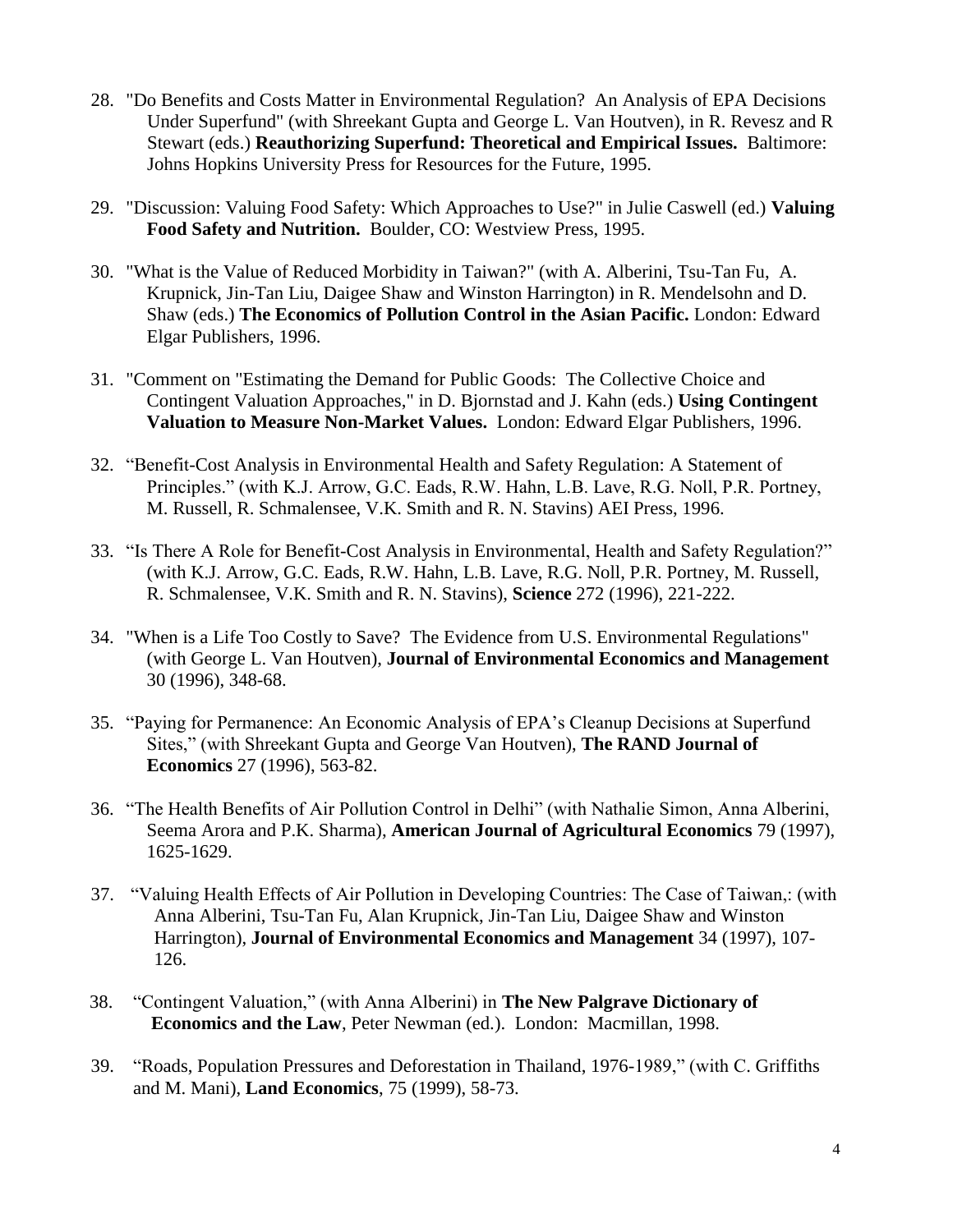28. "Do Benefits and Costs Matter in Environmental Regulation? An Analysis of EPA Decisions Under Superfund" (with Shreekant Gupta and George L. Van Houtven), in R. Revesz and R Stewart (eds.) **Reauthorizing Superfund: Theoretical and Empirical Issues.** Baltimore: Johns Hopkins University Press for Resources for the Future, 1995.

29. "Discussion: Valuing Food Safety: Which Approaches to Use?" in Julie Caswell (ed.) **Valuing Food Safety and Nutrition.** Boulder, CO: Westview Press, 1995.

30. "What is the Value of Reduced Morbidity in Taiwan?" (with A. Alberini, Tsu-Tan Fu, A. Krupnick, Jin-Tan Liu, Daigee Shaw and Winston Harrington) in R. Mendelsohn and D. Shaw (eds.) **The Economics of Pollution Control in the Asian Pacific.** London: Edward Elgar Publishers, 1996.

31. "Comment on "Estimating the Demand for Public Goods: The Collective Choice and Contingent Valuation Approaches," in D. Bjornstad and J. Kahn (eds.) **Using Contingent Valuation to Measure Non-Market Values.** London: Edward Elgar Publishers, 1996.

32. "Benefit-Cost Analysis in Environmental Health and Safety Regulation: A Statement of Principles." (with K.J. Arrow, G.C. Eads, R.W. Hahn, L.B. Lave, R.G. Noll, P.R. Portney, M. Russell, R. Schmalensee, V.K. Smith and R. N. Stavins) AEI Press, 1996.

33. "Is There A Role for Benefit-Cost Analysis in Environmental, Health and Safety Regulation?" (with K.J. Arrow, G.C. Eads, R.W. Hahn, L.B. Lave, R.G. Noll, P.R. Portney, M. Russell, R. Schmalensee, V.K. Smith and R. N. Stavins), **Science** 272 (1996), 221-222.

34. "When is a Life Too Costly to Save? The Evidence from U.S. Environmental Regulations" (with George L. Van Houtven), **Journal of Environmental Economics and Management** 30 (1996), 348-68.

35. "Paying for Permanence: An Economic Analysis of EPA's Cleanup Decisions at Superfund Sites," (with Shreekant Gupta and George Van Houtven), **The RAND Journal of Economics** 27 (1996), 563-82.

36. "The Health Benefits of Air Pollution Control in Delhi" (with Nathalie Simon, Anna Alberini, Seema Arora and P.K. Sharma), **American Journal of Agricultural Economics** 79 (1997), 1625-1629.

37. "Valuing Health Effects of Air Pollution in Developing Countries: The Case of Taiwan,: (with Anna Alberini, Tsu-Tan Fu, Alan Krupnick, Jin-Tan Liu, Daigee Shaw and Winston Harrington), **Journal of Environmental Economics and Management** 34 (1997), 107-126.

38. "Contingent Valuation," (with Anna Alberini) in **The New Palgrave Dictionary of Economics and the Law**, Peter Newman (ed.). London: Macmillan, 1998.

39. "Roads, Population Pressures and Deforestation in Thailand, 1976-1989," (with C. Griffiths and M. Mani), **Land Economics**, 75 (1999), 58-73.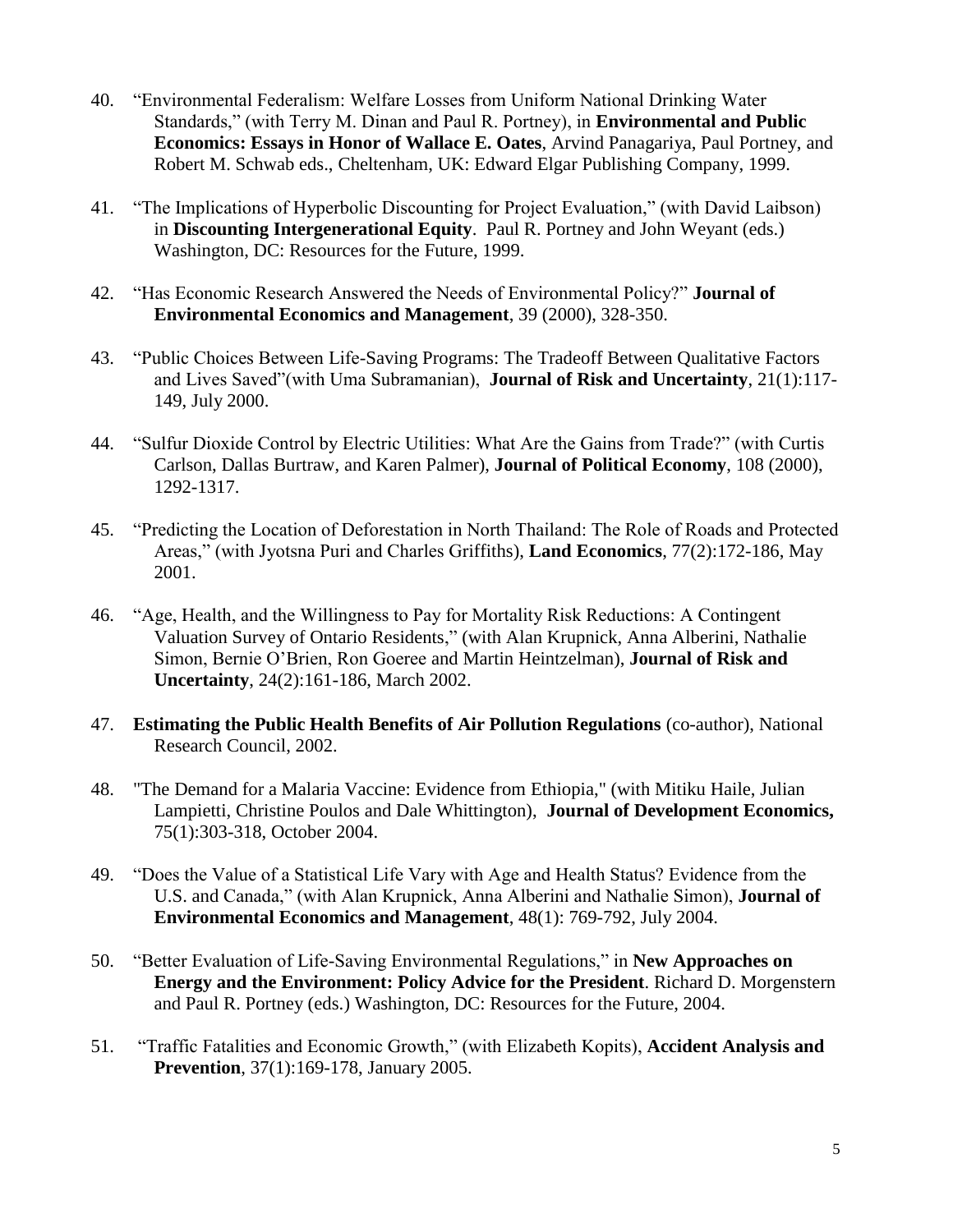40. "Environmental Federalism: Welfare Losses from Uniform National Drinking Water Standards," (with Terry M. Dinan and Paul R. Portney), in **Environmental and Public Economics: Essays in Honor of Wallace E. Oates**, Arvind Panagariya, Paul Portney, and Robert M. Schwab eds., Cheltenham, UK: Edward Elgar Publishing Company, 1999.

41. "The Implications of Hyperbolic Discounting for Project Evaluation," (with David Laibson) in **Discounting Intergenerational Equity**. Paul R. Portney and John Weyant (eds.) Washington, DC: Resources for the Future, 1999.

42. "Has Economic Research Answered the Needs of Environmental Policy?" **Journal of Environmental Economics and Management**, 39 (2000), 328-350.

43. "Public Choices Between Life-Saving Programs: The Tradeoff Between Qualitative Factors and Lives Saved"(with Uma Subramanian), **Journal of Risk and Uncertainty**, 21(1):117-149, July 2000.

44. "Sulfur Dioxide Control by Electric Utilities: What Are the Gains from Trade?" (with Curtis Carlson, Dallas Burtraw, and Karen Palmer), **Journal of Political Economy**, 108 (2000), 1292-1317.

45. "Predicting the Location of Deforestation in North Thailand: The Role of Roads and Protected Areas," (with Jyotsna Puri and Charles Griffiths), **Land Economics**, 77(2):172-186, May 2001.

46. "Age, Health, and the Willingness to Pay for Mortality Risk Reductions: A Contingent Valuation Survey of Ontario Residents," (with Alan Krupnick, Anna Alberini, Nathalie Simon, Bernie O'Brien, Ron Goeree and Martin Heintzelman), **Journal of Risk and Uncertainty**, 24(2):161-186, March 2002.

47. **Estimating the Public Health Benefits of Air Pollution Regulations** (co-author), National Research Council, 2002.

48. "The Demand for a Malaria Vaccine: Evidence from Ethiopia," (with Mitiku Haile, Julian Lampietti, Christine Poulos and Dale Whittington), **Journal of Development Economics,** 75(1):303-318, October 2004.

49. "Does the Value of a Statistical Life Vary with Age and Health Status? Evidence from the U.S. and Canada," (with Alan Krupnick, Anna Alberini and Nathalie Simon), **Journal of Environmental Economics and Management**, 48(1): 769-792, July 2004.

50. "Better Evaluation of Life-Saving Environmental Regulations," in **New Approaches on Energy and the Environment: Policy Advice for the President**. Richard D. Morgenstern and Paul R. Portney (eds.) Washington, DC: Resources for the Future, 2004.

51. "Traffic Fatalities and Economic Growth," (with Elizabeth Kopits), **Accident Analysis and Prevention**, 37(1):169-178, January 2005.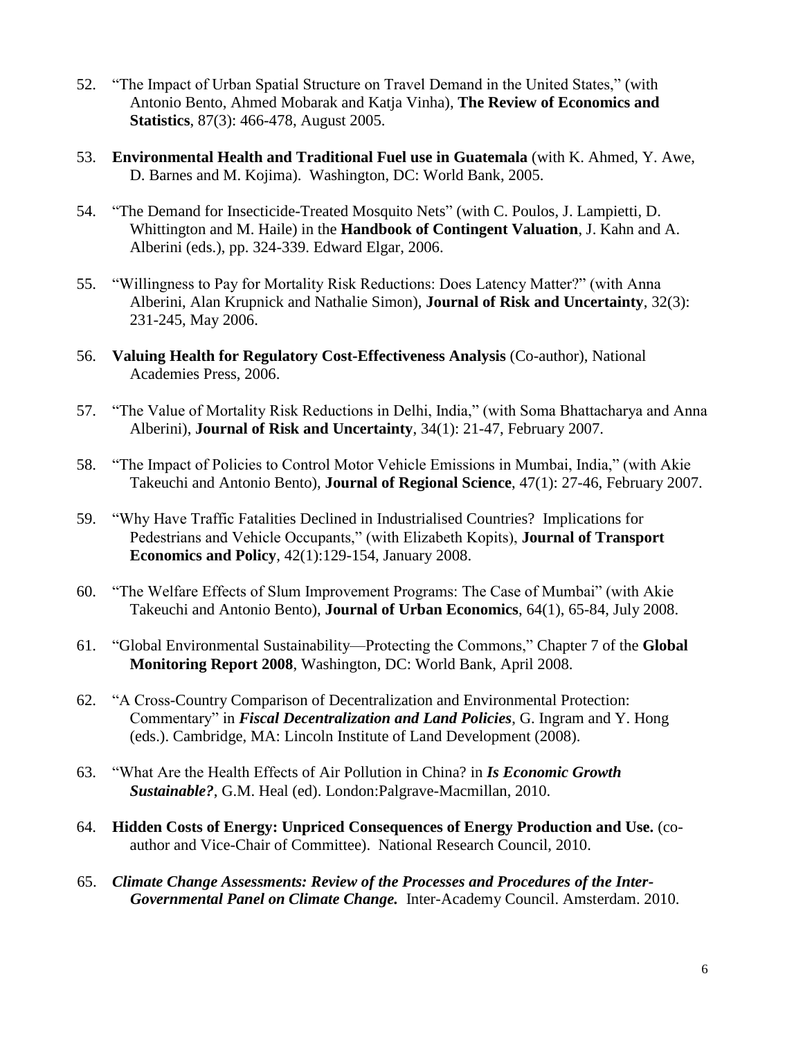52. "The Impact of Urban Spatial Structure on Travel Demand in the United States," (with Antonio Bento, Ahmed Mobarak and Katja Vinha), **The Review of Economics and Statistics**, 87(3): 466-478, August 2005.

53. **Environmental Health and Traditional Fuel use in Guatemala** (with K. Ahmed, Y. Awe, D. Barnes and M. Kojima). Washington, DC: World Bank, 2005.

54. "The Demand for Insecticide-Treated Mosquito Nets" (with C. Poulos, J. Lampietti, D. Whittington and M. Haile) in the **Handbook of Contingent Valuation**, J. Kahn and A. Alberini (eds.), pp. 324-339. Edward Elgar, 2006.

55. "Willingness to Pay for Mortality Risk Reductions: Does Latency Matter?" (with Anna Alberini, Alan Krupnick and Nathalie Simon), **Journal of Risk and Uncertainty**, 32(3): 231-245, May 2006.

56. **Valuing Health for Regulatory Cost-Effectiveness Analysis** (Co-author), National Academies Press, 2006.

57. "The Value of Mortality Risk Reductions in Delhi, India," (with Soma Bhattacharya and Anna Alberini), **Journal of Risk and Uncertainty**, 34(1): 21-47, February 2007.

58. "The Impact of Policies to Control Motor Vehicle Emissions in Mumbai, India," (with Akie Takeuchi and Antonio Bento), **Journal of Regional Science**, 47(1): 27-46, February 2007.

59. "Why Have Traffic Fatalities Declined in Industrialised Countries? Implications for Pedestrians and Vehicle Occupants," (with Elizabeth Kopits), **Journal of Transport Economics and Policy**, 42(1):129-154, January 2008.

60. "The Welfare Effects of Slum Improvement Programs: The Case of Mumbai" (with Akie Takeuchi and Antonio Bento), **Journal of Urban Economics**, 64(1), 65-84, July 2008.

61. "Global Environmental Sustainability—Protecting the Commons," Chapter 7 of the **Global Monitoring Report 2008**, Washington, DC: World Bank, April 2008.

62. "A Cross-Country Comparison of Decentralization and Environmental Protection: Commentary" in ***Fiscal Decentralization and Land Policies***, G. Ingram and Y. Hong (eds.). Cambridge, MA: Lincoln Institute Land Development (2008).

63. "What Are the Health Effects of Air Pollution in China? in ***Is Economic Growth Sustainable?***, G.M. Heal (ed). London:Palgrave-Macmillan, 2010.

64. **Hidden Costs of Energy: Unpriced Consequences of Energy Production and Use.** (co-author and Vice-Chair of Committee). National Research Council, 2010.

65. ***Climate Change Assessments: Review of the Processes and Procedures of the Inter-Governmental Panel on Climate Change.*** Inter-Academy Council. Amsterdam. 2010.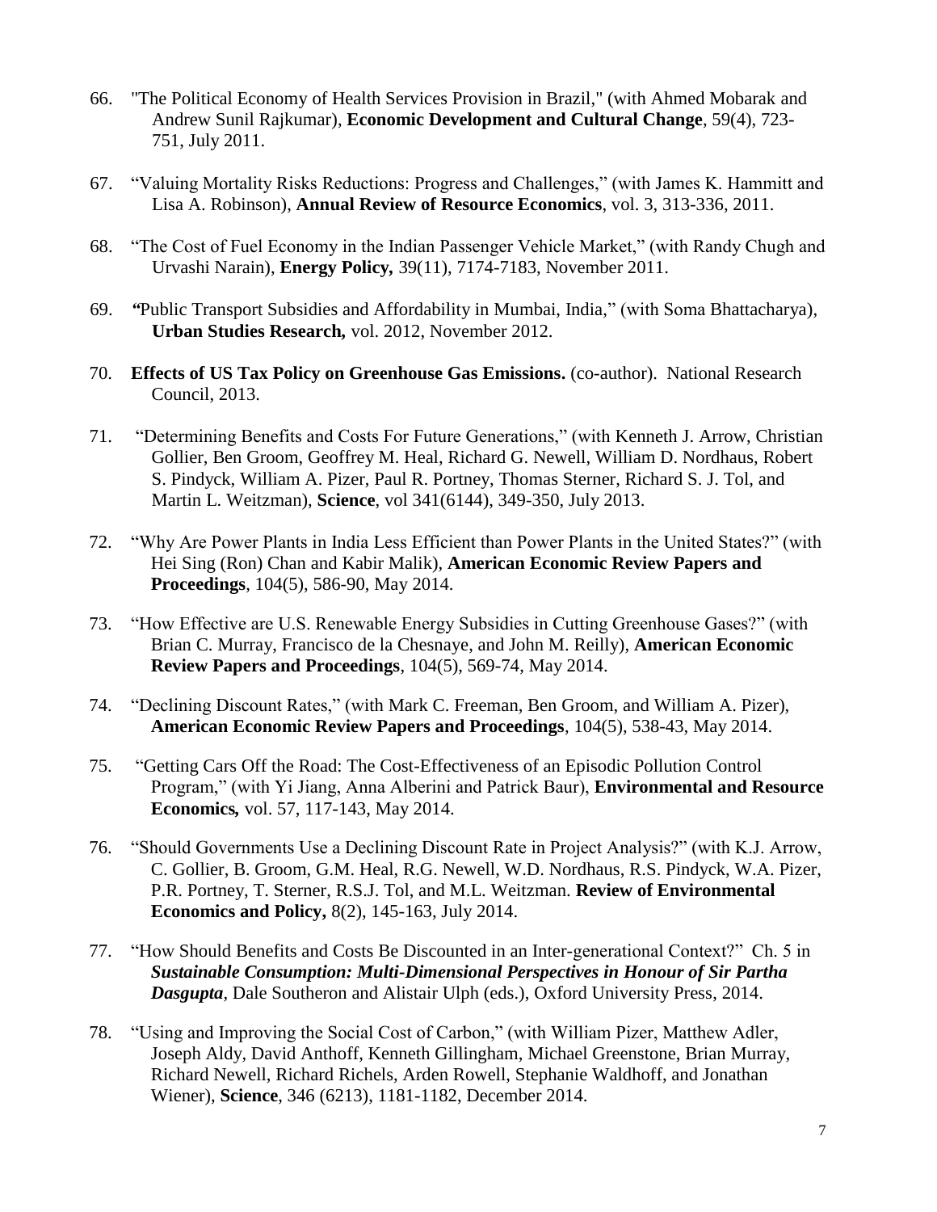66. "The Political Economy of Health Services Provision in Brazil," (with Ahmed Mobarak and Andrew Sunil Rajkumar), **Economic Development and Cultural Change**, 59(4), 723-751, July 2011.

67. "Valuing Mortality Risks Reductions: Progress and Challenges," (with James K. Hammitt and Lisa A. Robinson), **Annual Review of Resource Economics**, vol. 3, 313-336, 2011.

68. "The Cost of Fuel Economy in the Indian Passenger Vehicle Market," (with Randy Chugh and Urvashi Narain), **Energy Policy,** 39(11), 7174-7183, November 2011.

69. *"*Public Transport Subsidies and Affordability in Mumbai, India," (with Soma Bhattacharya), **Urban Studies Research***,* vol. 2012, November 2012.

70. **Effects of US Tax Policy on Greenhouse Gas Emissions.** (co-author). National Research Council, 2013.

71. "Determining Benefits and Costs For Future Generations," (with Kenneth J. Arrow, Christian Gollier, Ben Groom, Geoffrey M. Heal, Richard G. Newell, William D. Nordhaus, Robert S. Pindyck, William A. Pizer, Paul R. Portney, Thomas Sterner, Richard S. J. Tol, and Martin L. Weitzman), **Science**, vol 341(6144), 349-350, July 2013.

72. "Why Are Power Plants in India Less Efficient than Power Plants in the United States?" (with Hei Sing (Ron) Chan and Kabir Malik), **American Economic Review Papers and Proceedings**, 104(5), 586-90, May 2014.

73. "How Effective are U.S. Renewable Energy Subsidies in Cutting Greenhouse Gases?" (with Brian C. Murray, Francisco de la Chesnaye, and John M. Reilly), **American Economic Review Papers and Proceedings**, 104(5), 569-74, May 2014.

74. "Declining Discount Rates," (with Mark C. Freeman, Ben Groom, and William A. Pizer), **American Economic Review Papers and Proceedings**, 104(5), 538-43, May 2014.

75. "Getting Cars Off the Road: The Cost-Effectiveness of an Episodic Pollution Control Program," (with Yi Jiang, Anna Alberini and Patrick Baur), **Environmental and Resource Economics***,* vol. 57, 117-143, May 2014.

76. "Should Governments Use a Declining Discount Rate in Project Analysis?" (with K.J. Arrow, C. Gollier, B. Groom, G.M. Heal, R.G. Newell, W.D. Nordhaus, R.S. Pindyck, W.A. Pizer, P.R. Portney, T. Sterner, R.S.J. Tol, and M.L. Weitzman. **Review of Environmental Economics and Policy,** 8(2), 145-163, July 2014.

77. "How Should Benefits and Costs Be Discounted in an Inter-generational Context?" Ch. 5 in ***Sustainable Consumption: Multi-Dimensional Perspectives in Honour of Sir Partha Dasgupta***, Dale Southeron and Alistair Ulph (eds.), Oxford University Press, 2014.

78. "Using and Improving the Social Cost of Carbon," (with William Pizer, Matthew Adler, Joseph Aldy, David Anthoff, Kenneth Gillingham, Michael Greenstone, Brian Murray, Richard Newell, Richard Richels, Arden Rowell, Stephanie Waldhoff, and Jonathan Wiener), **Science**, 346 (6213), 1181-1182, December 2014.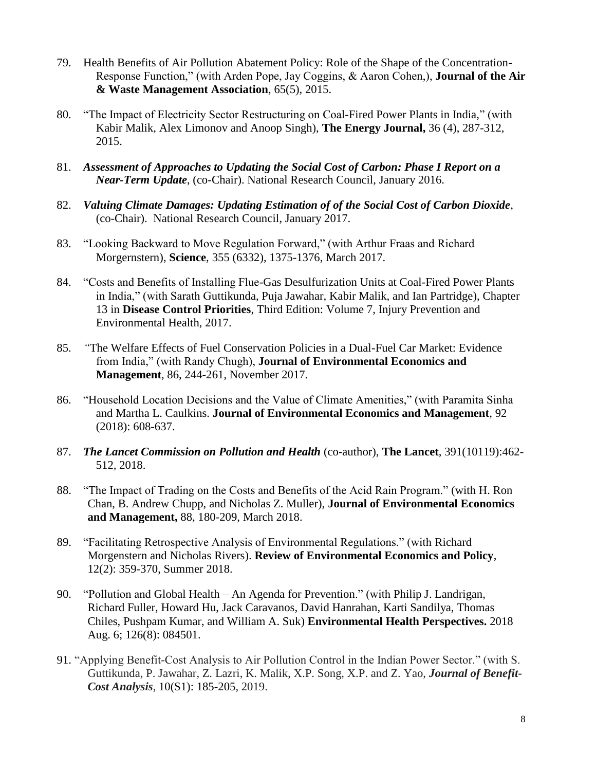79. Health Benefits of Air Pollution Abatement Policy: Role of the Shape of the Concentration-Response Function," (with Arden Pope, Jay Coggins, & Aaron Cohen,), **Journal of the Air & Waste Management Association**, 65(5), 2015.

80. "The Impact of Electricity Sector Restructuring on Coal-Fired Power Plants in India," (with Kabir Malik, Alex Limonov and Anoop Singh), **The Energy Journal,** 36 (4), 287-312, 2015.

81. ***Assessment of Approaches to Updating the Social Cost of Carbon: Phase I Report on a Near-Term Update***, (co-Chair). National Research Council, January 2016.

82. ***Valuing Climate Damages: Updating Estimation of of the Social Cost of Carbon Dioxide***, (co-Chair). National Research Council, January 2017.

83. "Looking Backward to Move Regulation Forward," (with Arthur Fraas and Richard Morgernstern), **Science**, 355 (6332), 1375-1376, March 2017.

84. "Costs and Benefits of Installing Flue-Gas Desulfurization Units at Coal-Fired Power Plants in India," (with Sarath Guttikunda, Puja Jawahar, Kabir Malik, and Ian Partridge), Chapter 13 in **Disease Control Priorities**, Third Edition: Volume 7, Injury Prevention and Environmental Health, 2017.

85. "The Welfare Effects of Fuel Conservation Policies in a Dual-Fuel Car Market: Evidence from India," (with Randy Chugh), **Journal of Environmental Economics and Management**, 86, 244-261, November 2017.

86. "Household Location Decisions and the Value of Climate Amenities," (with Paramita Sinha and Martha L. Caulkins. **Journal of Environmental Economics and Management**, 92 (2018): 608-637.

87. ***The Lancet Commission on Pollution and Health*** (co-author), **The Lancet**, 391(10119):462-512, 2018.

88. "The Impact of Trading on the Costs and Benefits of the Acid Rain Program." (with H. Ron Chan, B. Andrew Chupp, and Nicholas Z. Muller), **Journal of Environmental Economics and Management,** 88, 180-209, March 2018.

89. "Facilitating Retrospective Analysis of Environmental Regulations." (with Richard Morgenstern and Nicholas Rivers). **Review of Environmental Economics and Policy**, 12(2): 359-370, Summer 2018.

90. "Pollution and Global Health – An Agenda for Prevention." (with Philip J. Landrigan, Richard Fuller, Howard Hu, Jack Caravanos, David Hanrahan, Karti Sandilya, Thomas Chiles, Pushpam Kumar, and William A. Suk) **Environmental Health Perspectives.** 2018 Aug. 6; 126(8): 084501.

91. "Applying Benefit-Cost Analysis to Air Pollution Control in the Indian Power Sector." (with S. Guttikunda, P. Jawahar, Z. Lazri, K. Malik, X.P. Song, X.P. and Z. Yao, ***Journal of Benefit-Cost Analysis***, 10(S1): 185-205, 2019.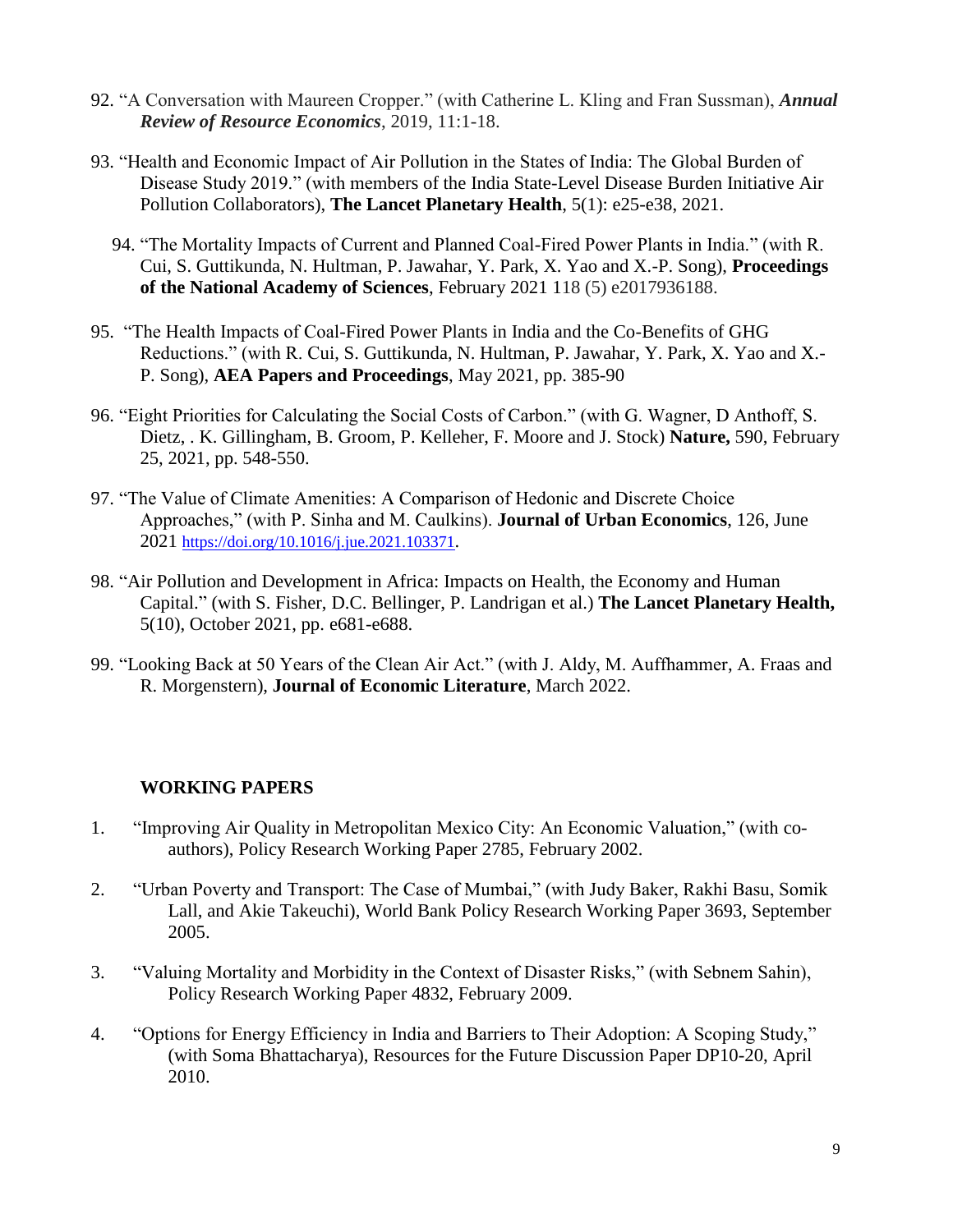92. “A Conversation with Maureen Cropper.” (with Catherine L. Kling and Fran Sussman), ***Annual Review of Resource Economics***, 2019, 11:1-18.

93. “Health and Economic Impact of Air Pollution in the States of India: The Global Burden of Disease Study 2019.” (with members of the India State-Level Disease Burden Initiative Air Pollution Collaborators), **The Lancet Planetary Health**, 5(1): e25-e38, 2021.

94. “The Mortality Impacts of Current and Planned Coal-Fired Power Plants in India.” (with R. Cui, S. Guttikunda, N. Hultman, P. Jawahar, Y. Park, X. Yao and X.-P. Song), **Proceedings of the National Academy of Sciences**, February 2021 118 (5) e2017936188.

95. “The Health Impacts of Coal-Fired Power Plants in India and the Co-Benefits of GHG Reductions.” (with R. Cui, S. Guttikunda, N. Hultman, P. Jawahar, Y. Park, X. Yao and X.-P. Song), **AEA Papers and Proceedings**, May 2021, pp. 385-90

96. “Eight Priorities for Calculating the Social Costs of Carbon.” (with G. Wagner, D Anthoff, S. Dietz, . K. Gillingham, B. Groom, P. Kelleher, F. Moore and J. Stock) **Nature,** 590, February 25, 2021, pp. 548-550.

97. “The Value of Climate Amenities: A Comparison of Hedonic and Discrete Choice Approaches,” (with P. Sinha and M. Caulkins). **Journal of Urban Economics**, 126, June 2021 https://doi.org/10.1016/j.jue.2021.103371.

98. “Air Pollution and Development in Africa: Impacts on Health, the Economy and Human Capital.” (with S. Fisher, D.C. Bellinger, P. Landrigan et al.) **The Lancet Planetary Health,** 5(10), October 2021, pp. e681-e688.

99. “Looking Back at 50 Years of the Clean Air Act.” (with J. Aldy, M. Auffhammer, A. Fraas and R. Morgenstern), **Journal of Economic Literature**, March 2022.

## WORKING PAPERS

1. “Improving Air Quality in Metropolitan Mexico City: An Economic Valuation,” (with co-authors), Policy Research Working Paper 2785, February 2002.

2. “Urban Poverty and Transport: The Case of Mumbai,” (with Judy Baker, Rakhi Basu, Somik Lall, and Akie Takeuchi), World Bank Policy Research Working Paper 3693, September 2005.

3. “Valuing Mortality and Morbidity in the Context of Disaster Risks,” (with Sebnem Sahin), Policy Research Working Paper 4832, February 2009.

4. “Options for Energy Efficiency in India and Barriers to Their Adoption: A Scoping Study,” (with Soma Bhattacharya), Resources for the Future Discussion Paper DP10-20, April 2010.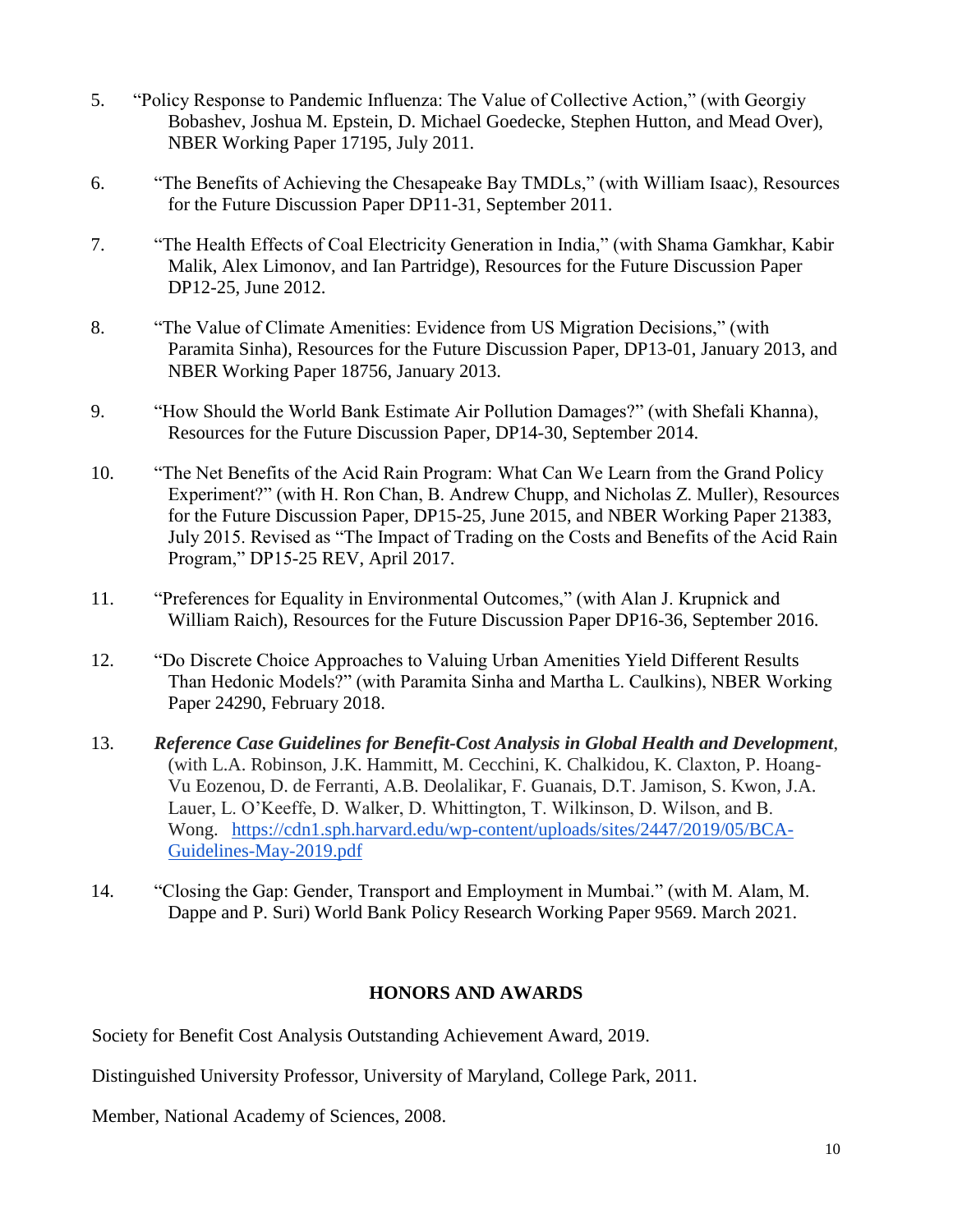5. "Policy Response to Pandemic Influenza: The Value of Collective Action," (with Georgiy Bobashev, Joshua M. Epstein, D. Michael Goedecke, Stephen Hutton, and Mead Over), NBER Working Paper 17195, July 2011.

6. "The Benefits of Achieving the Chesapeake Bay TMDLs," (with William Isaac), Resources for the Future Discussion Paper DP11-31, September 2011.

7. "The Health Effects of Coal Electricity Generation in India," (with Shama Gamkhar, Kabir Malik, Alex Limonov, and Ian Partridge), Resources for the Future Discussion Paper DP12-25, June 2012.

8. "The Value of Climate Amenities: Evidence from US Migration Decisions," (with Paramita Sinha), Resources for the Future Discussion Paper, DP13-01, January 2013, and NBER Working Paper 18756, January 2013.

9. "How Should the World Bank Estimate Air Pollution Damages?" (with Shefali Khanna), Resources for the Future Discussion Paper, DP14-30, September 2014.

10. "The Net Benefits of the Acid Rain Program: What Can We Learn from the Grand Policy Experiment?" (with H. Ron Chan, B. Andrew Chupp, and Nicholas Z. Muller), Resources for the Future Discussion Paper, DP15-25, June 2015, and NBER Working Paper 21383, July 2015. Revised as "The Impact of Trading on the Costs and Benefits of the Acid Rain Program," DP15-25 REV, April 2017.

11. "Preferences for Equality in Environmental Outcomes," (with Alan J. Krupnick and William Raich), Resources for the Future Discussion Paper DP16-36, September 2016.

12. "Do Discrete Choice Approaches to Valuing Urban Amenities Yield Different Results Than Hedonic Models?" (with Paramita Sinha and Martha L. Caulkins), NBER Working Paper 24290, February 2018.

13. ***Reference Case Guidelines for Benefit-Cost Analysis in Global Health and Development***, (with L.A. Robinson, J.K. Hammitt, M. Cecchini, K. Chalkidou, K. Claxton, P. Hoang-Vu Eozenou, D. de Ferranti, A.B. Deolalikar, F. Guanais, D.T. Jamison, S. Kwon, J.A. Lauer, L. O'Keeffe, D. Walker, D. Whittington, T. Wilkinson, D. Wilson, and B. Wong. https://cdn1.sph.harvard.edu/wp-content/uploads/sites/2447/2019/05/BCA-Guidelines-May-2019.pdf

14. "Closing the Gap: Gender, Transport and Employment in Mumbai." (with M. Alam, M. Dappe and P. Suri) World Bank Policy Research Working Paper 9569. March 2021.

## HONORS AND AWARDS

Society for Benefit Cost Analysis Outstanding Achievement Award, 2019.

Distinguished University Professor, University of Maryland, College Park, 2011.

Member, National Academy of Sciences, 2008.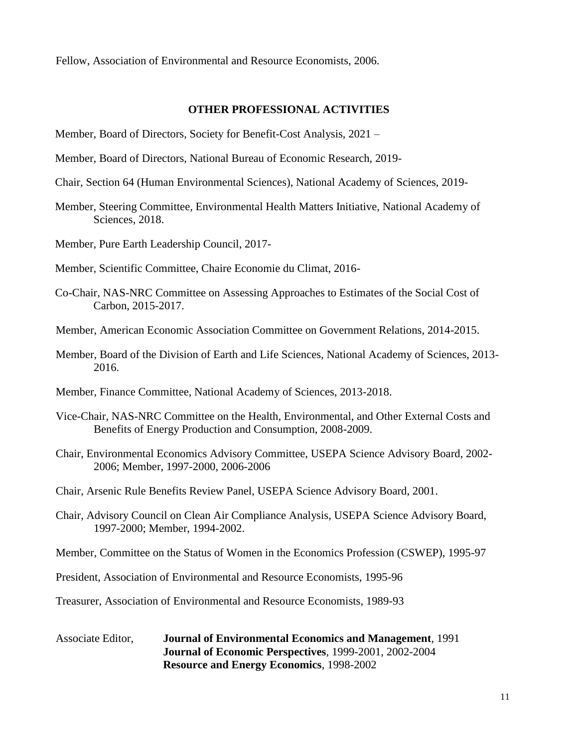Fellow, Association of Environmental and Resource Economists, 2006.

## OTHER PROFESSIONAL ACTIVITIES

Member, Board of Directors, Society for Benefit-Cost Analysis, 2021 –

Member, Board of Directors, National Bureau of Economic Research, 2019-

Chair, Section 64 (Human Environmental Sciences), National Academy of Sciences, 2019-

Member, Steering Committee, Environmental Health Matters Initiative, National Academy of Sciences, 2018.

Member, Pure Earth Leadership Council, 2017-

Member, Scientific Committee, Chaire Economie du Climat, 2016-

Co-Chair, NAS-NRC Committee on Assessing Approaches to Estimates of the Social Cost of Carbon, 2015-2017.

Member, American Economic Association Committee on Government Relations, 2014-2015.

Member, Board of the Division of Earth and Life Sciences, National Academy of Sciences, 2013-2016.

Member, Finance Committee, National Academy of Sciences, 2013-2018.

Vice-Chair, NAS-NRC Committee on the Health, Environmental, and Other External Costs and Benefits of Energy Production and Consumption, 2008-2009.

Chair, Environmental Economics Advisory Committee, USEPA Science Advisory Board, 2002-2006; Member, 1997-2000, 2006-2006

Chair, Arsenic Rule Benefits Review Panel, USEPA Science Advisory Board, 2001.

Chair, Advisory Council on Clean Air Compliance Analysis, USEPA Science Advisory Board, 1997-2000; Member, 1994-2002.

Member, Committee on the Status of Women in the Economics Profession (CSWEP), 1995-97

President, Association of Environmental and Resource Economists, 1995-96

Treasurer, Association of Environmental and Resource Economists, 1989-93

Associate Editor,
**Journal of Environmental Economics and Management**, 1991
**Journal of Economic Perspectives**, 1999-2001, 2002-2004
**Resource and Energy Economics**, 1998-2002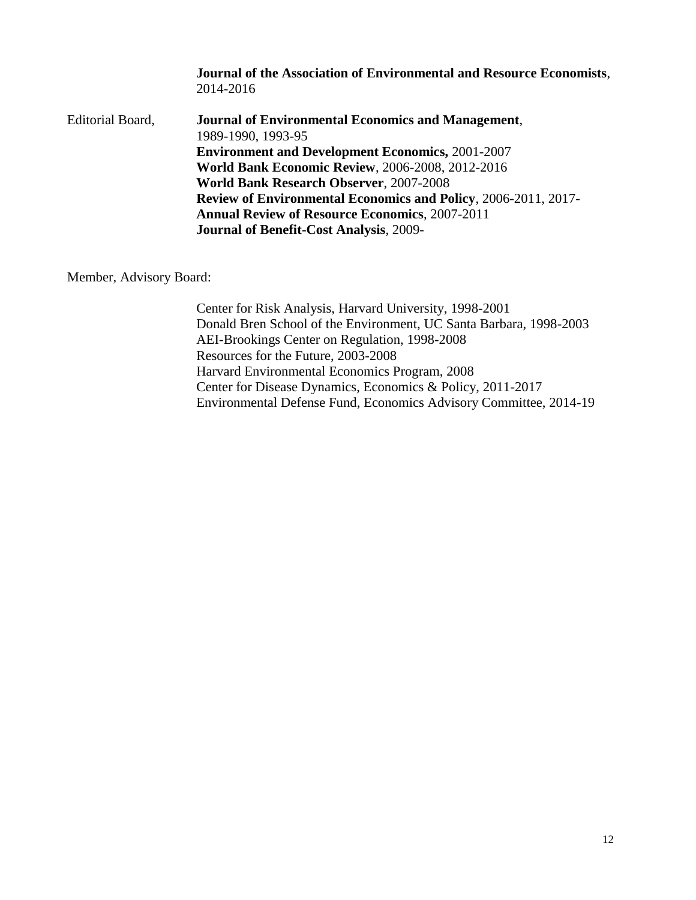**Journal of the Association of Environmental and Resource Economists**, 2014-2016

Editorial Board, **Journal of Environmental Economics and Management**, 1989-1990, 1993-95
**Environment and Development Economics,** 2001-2007
**World Bank Economic Review**, 2006-2008, 2012-2016
**World Bank Research Observer**, 2007-2008
**Review of Environmental Economics and Policy**, 2006-2011, 2017-
**Annual Review of Resource Economics**, 2007-2011
**Journal of Benefit-Cost Analysis**, 2009-

Member, Advisory Board:

Center for Risk Analysis, Harvard University, 1998-2001
Donald Bren School of the Environment, UC Santa Barbara, 1998-2003
AEI-Brookings Center on Regulation, 1998-2008
Resources for the Future, 2003-2008
Harvard Environmental Economics Program, 2008
Center for Disease Dynamics, Economics & Policy, 2011-2017
Environmental Defense Fund, Economics Advisory Committee, 2014-19